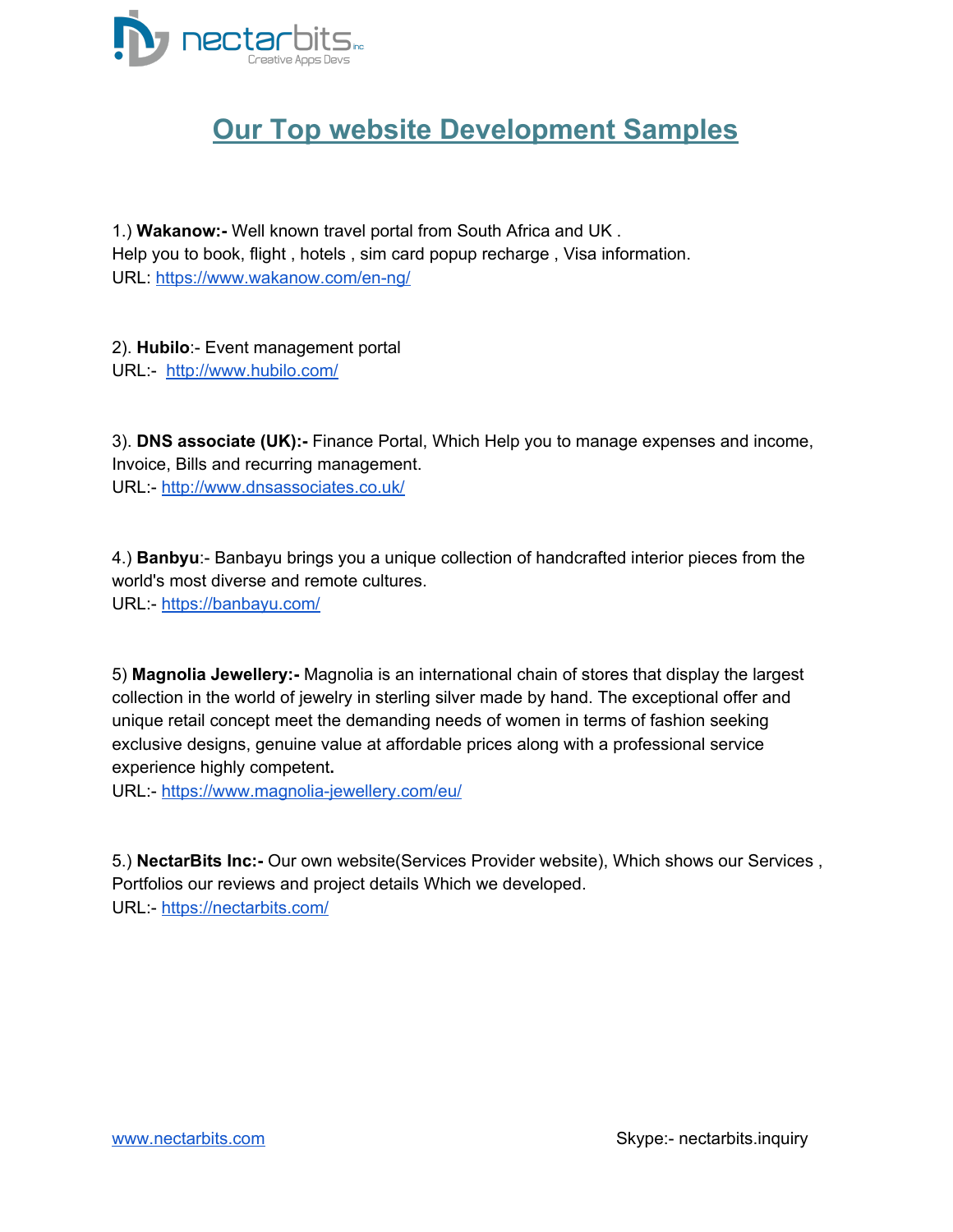# Our Top website Development Samples

1.) **Wakanow:-** Well known travel portal from South Africa and UK .
Help you to book, flight , hotels , sim card popup recharge , Visa information.
URL: https://www.wakanow.com/en-ng/

2). **Hubilo**:- Event management portal
URL:- http://www.hubilo.com/

3). **DNS associate (UK):-** Finance Portal, Which Help you to manage expenses and income, Invoice, Bills and recurring management.
URL:- http://www.dnsassociates.co.uk/

4.) **Banbyu**:- Banbayu brings you a unique collection of handcrafted interior pieces from the world's most diverse and remote cultures.
URL:- https://banbayu.com/

5) **Magnolia Jewellery:-** Magnolia is an international chain of stores that display the largest collection in the world of jewelry in sterling silver made by hand. The exceptional offer and unique retail concept meet the demanding needs of women in terms of fashion seeking exclusive designs, genuine value at affordable prices along with a professional service experience highly competent**.**
URL:- https://www.magnolia-jewellery.com/eu/

5.) **NectarBits Inc:-** Our own website(Services Provider website), Which shows our Services , Portfolios our reviews and project details Which we developed.
URL:- https://nectarbits.com/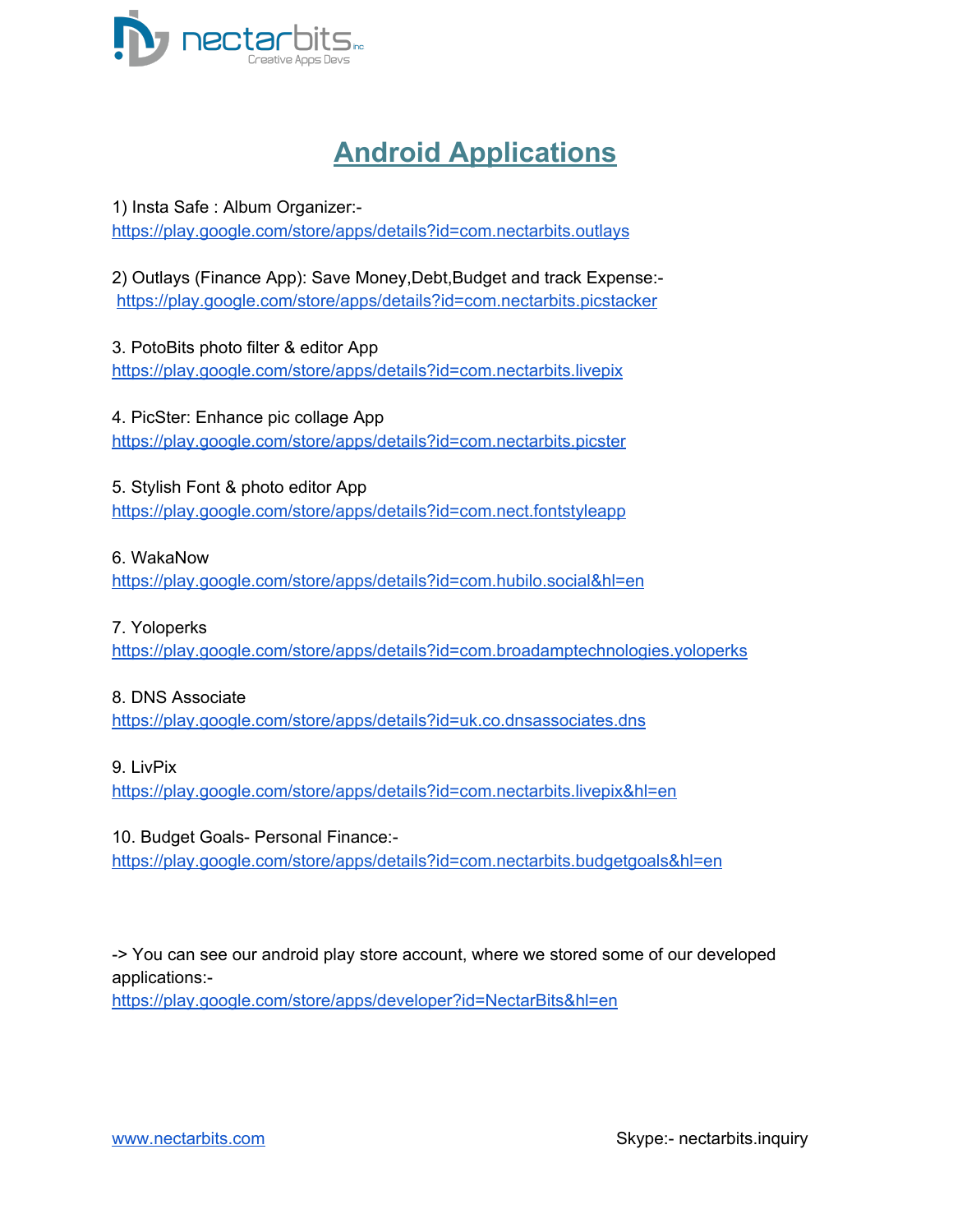# Android Applications

1) Insta Safe : Album Organizer:-
https://play.google.com/store/apps/details?id=com.nectarbits.outlays

2) Outlays (Finance App): Save Money,Debt,Budget and track Expense:-
https://play.google.com/store/apps/details?id=com.nectarbits.picstacker

3. PotoBits photo filter & editor App
https://play.google.com/store/apps/details?id=com.nectarbits.livepix

4. PicSter: Enhance pic collage App
https://play.google.com/store/apps/details?id=com.nectarbits.picster

5. Stylish Font & photo editor App
https://play.google.com/store/apps/details?id=com.nect.fontstyleapp

6. WakaNow
https://play.google.com/store/apps/details?id=com.hubilo.social&hl=en

7. Yoloperks
https://play.google.com/store/apps/details?id=com.broadamptechnologies.yoloperks

8. DNS Associate
https://play.google.com/store/apps/details?id=uk.co.dnsassociates.dns

9. LivPix
https://play.google.com/store/apps/details?id=com.nectarbits.livepix&hl=en

10. Budget Goals- Personal Finance:-
https://play.google.com/store/apps/details?id=com.nectarbits.budgetgoals&hl=en

-> You can see our android play store account, where we stored some of our developed applications:-
https://play.google.com/store/apps/developer?id=NectarBits&hl=en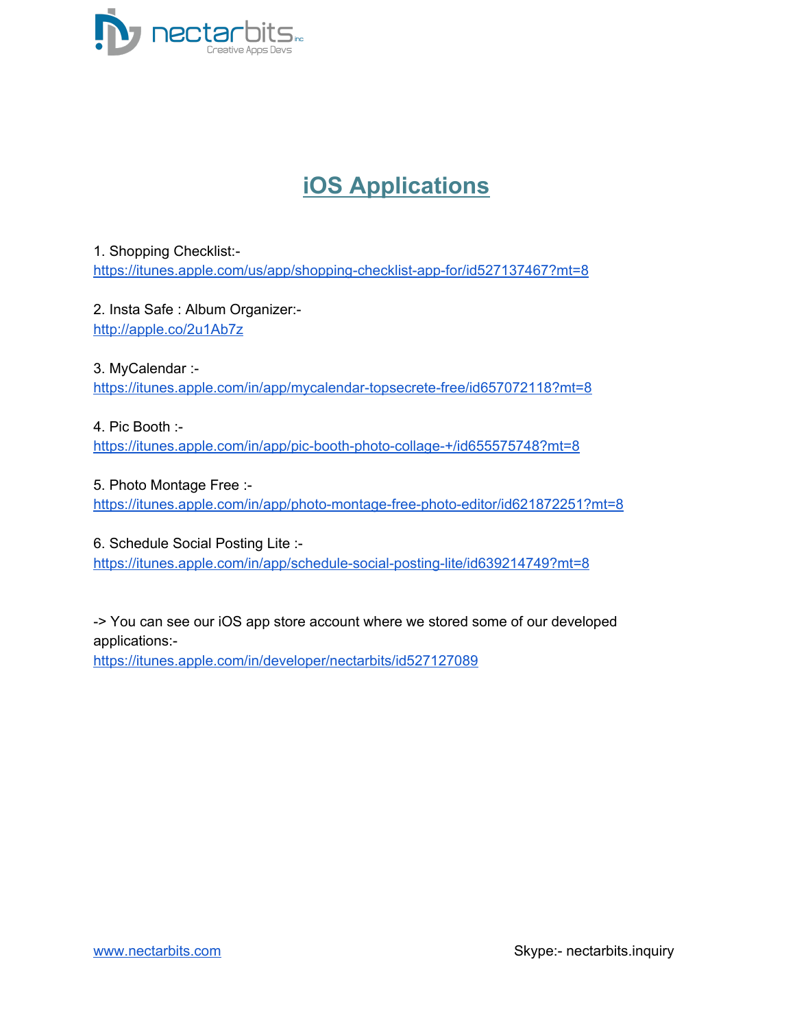# iOS Applications

1. Shopping Checklist:-
https://itunes.apple.com/us/app/shopping-checklist-app-for/id527137467?mt=8

2. Insta Safe : Album Organizer:-
http://apple.co/2u1Ab7z

3. MyCalendar :-
https://itunes.apple.com/in/app/mycalendar-topsecrete-free/id657072118?mt=8

4. Pic Booth :-
https://itunes.apple.com/in/app/pic-booth-photo-collage-+/id655575748?mt=8

5. Photo Montage Free :-
https://itunes.apple.com/in/app/photo-montage-free-photo-editor/id621872251?mt=8

6. Schedule Social Posting Lite :-
https://itunes.apple.com/in/app/schedule-social-posting-lite/id639214749?mt=8

-> You can see our iOS app store account where we stored some of our developed applications:-
https://itunes.apple.com/in/developer/nectarbits/id527127089

www.nectarbits.com

Skype:- nectarbits.inquiry